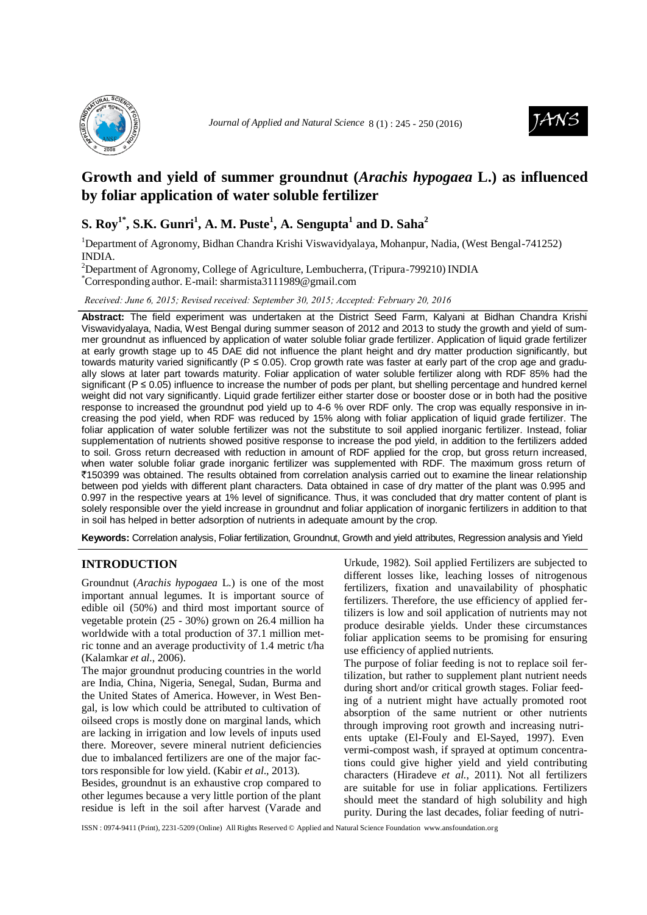# Growth and yield of summer groundnut (*Arachis hypogaea* L.) as influenced by foliar application of water soluble fertilizer

**S. Roy[1*], S.K. Gunri[1], A. M. Puste[1], A. Sengupta[1] and D. Saha[2]**

[1]Department of Agronomy, Bidhan Chandra Krishi Viswavidyalaya, Mohanpur, Nadia, (West Bengal-741252) INDIA.

[2]Department of Agronomy, College of Agriculture, Lembucherra, (Tripura-799210) INDIA

[*]Corresponding author. E-mail: sharmista3111989@gmail.com

*Received: June 6, 2015; Revised received: September 30, 2015; Accepted: February 20, 2016*

**Abstract:** The field experiment was undertaken at the District Seed Farm, Kalyani at Bidhan Chandra Krishi Viswavidyalaya, Nadia, West Bengal during summer season of 2012 and 2013 to study the growth and yield of summer groundnut as influenced by application of water soluble foliar grade fertilizer. Application of liquid grade fertilizer at early growth stage up to 45 DAE did not influence the plant height and dry matter production significantly, but towards maturity varied significantly ($P \leq 0.05$). Crop growth rate was faster at early part of the crop age and gradually slows at later part towards maturity. Foliar application of water soluble fertilizer along with RDF 85% had the significant ($P \leq 0.05$) influence to increase the number of pods per plant, but shelling percentage and hundred kernel weight did not vary significantly. Liquid grade fertilizer either starter dose or booster dose or in both had the positive response to increased the groundnut pod yield up to 4-6 % over RDF only. The crop was equally responsive in increasing the pod yield, when RDF was reduced by 15% along with foliar application of liquid grade fertilizer. The foliar application of water soluble fertilizer was not the substitute to soil applied inorganic fertilizer. Instead, foliar supplementation of nutrients showed positive response to increase the pod yield, in addition to the fertilizers added to soil. Gross return decreased with reduction in amount of RDF applied for the crop, but gross return increased, when water soluble foliar grade inorganic fertilizer was supplemented with RDF. The maximum gross return of ₹150399 was obtained. The results obtained from correlation analysis carried out to examine the linear relationship between pod yields with different plant characters. Data obtained in case of dry matter of the plant was 0.995 and 0.997 in the respective years at 1% level of significance. Thus, it was concluded that dry matter content of plant is solely responsible over the yield increase in groundnut and foliar application of inorganic fertilizers in addition to that in soil has helped in better adsorption of nutrients in adequate amount by the crop.

**Keywords:** Correlation analysis, Foliar fertilization, Groundnut, Growth and yield attributes, Regression analysis and Yield

## INTRODUCTION

Groundnut (*Arachis hypogaea* L.) is one of the most important annual legumes. It is important source of edible oil (50%) and third most important source of vegetable protein (25 - 30%) grown on 26.4 million ha worldwide with a total production of 37.1 million metric tonne and an average productivity of 1.4 metric t/ha (Kalamkar *et al*., 2006).

The major groundnut producing countries in the world are India, China, Nigeria, Senegal, Sudan, Burma and the United States of America. However, in West Bengal, is low which could be attributed to cultivation of oilseed crops is mostly done on marginal lands, which are lacking in irrigation and low levels of inputs used there. Moreover, severe mineral nutrient deficiencies due to imbalanced fertilizers are one of the major factors responsible for low yield. (Kabir *et al*., 2013).

Besides, groundnut is an exhaustive crop compared to other legumes because a very little portion of the plant residue is left in the soil after harvest (Varade and Urkude, 1982). Soil applied Fertilizers are subjected to different losses like, leaching losses of nitrogenous fertilizers, fixation and unavailability of phosphatic fertilizers. Therefore, the use efficiency of applied fertilizers is low and soil application of nutrients may not produce desirable yields. Under these circumstances foliar application seems to be promising for ensuring use efficiency of applied nutrients.

The purpose of foliar feeding is not to replace soil fertilization, but rather to supplement plant nutrient needs during short and/or critical growth stages. Foliar feeding of a nutrient might have actually promoted root absorption of the same nutrient or other nutrients through improving root growth and increasing nutrients uptake (El-Fouly and El-Sayed, 1997). Even vermi-compost wash, if sprayed at optimum concentrations could give higher yield and yield contributing characters (Hiradeve *et al*., 2011). Not all fertilizers are suitable for use in foliar applications. Fertilizers should meet the standard of high solubility and high purity. During the last decades, foliar feeding of nutri-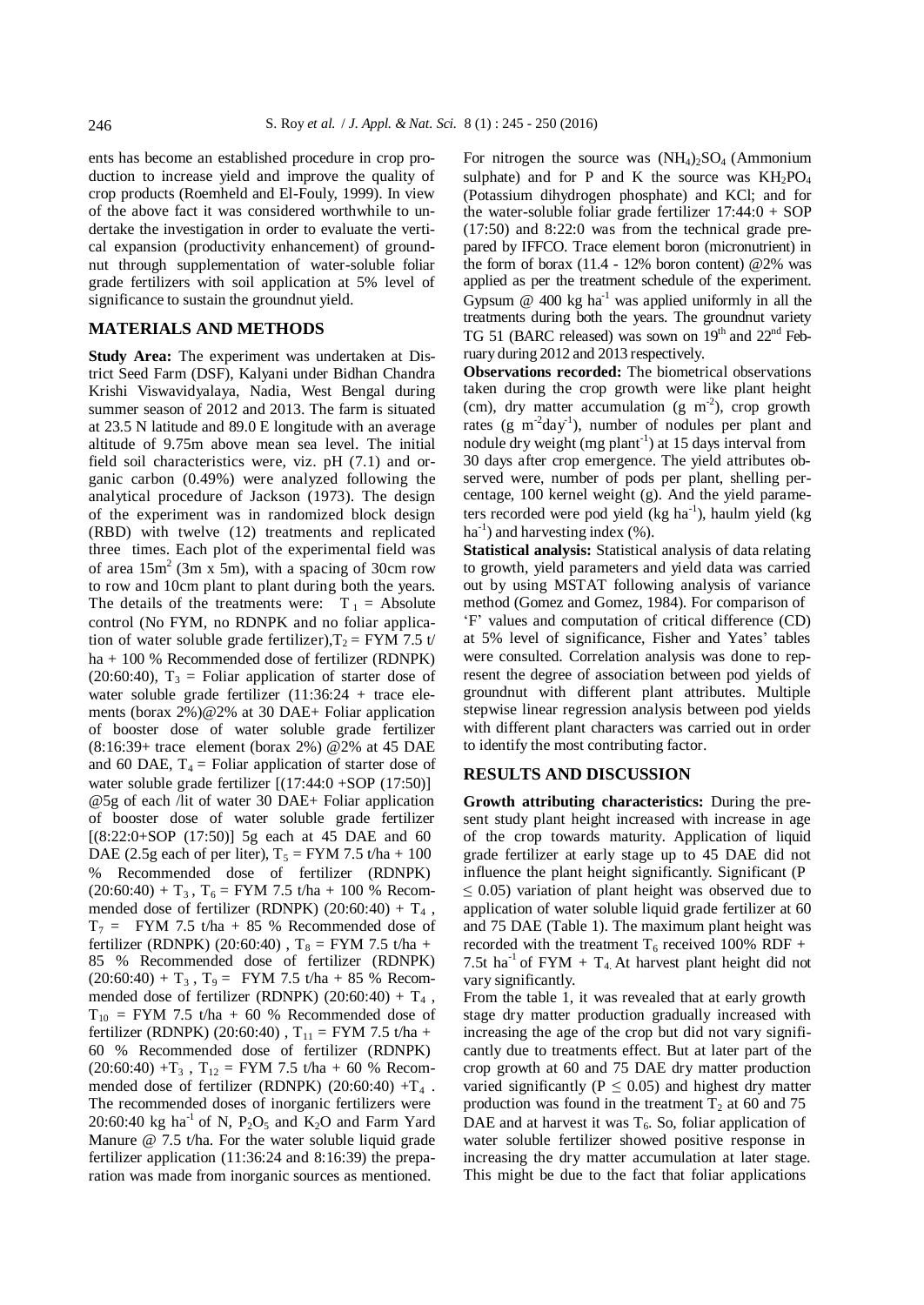ents has become an established procedure in crop production to increase yield and improve the quality of crop products (Roemheld and El-Fouly, 1999). In view of the above fact it was considered worthwhile to undertake the investigation in order to evaluate the vertical expansion (productivity enhancement) of groundnut through supplementation of water-soluble foliar grade fertilizers with soil application at 5% level of significance to sustain the groundnut yield.

## MATERIALS AND METHODS

**Study Area:** The experiment was undertaken at District Seed Farm (DSF), Kalyani under Bidhan Chandra Krishi Viswavidyalaya, Nadia, West Bengal during summer season of 2012 and 2013. The farm is situated at 23.5 N latitude and 89.0 E longitude with an average altitude of 9.75m above mean sea level. The initial field soil characteristics were, viz. pH (7.1) and organic carbon (0.49%) were analyzed following the analytical procedure of Jackson (1973). The design of the experiment was in randomized block design (RBD) with twelve (12) treatments and replicated three times. Each plot of the experimental field was of area $15m^2$ (3m x 5m), with a spacing of 30cm row to row and 10cm plant to plant during both the years. The details of the treatments were: $T_1$ = Absolute control (No FYM, no RDNPK and no foliar application of water soluble grade fertilizer), $T_2$ = FYM 7.5 t/ha + 100 % Recommended dose of fertilizer (RDNPK) (20:60:40), $T_3$ = Foliar application of starter dose of water soluble grade fertilizer (11:36:24 + trace elements (borax 2%)@2% at 30 DAE+ Foliar application of booster dose of water soluble grade fertilizer (8:16:39+ trace element (borax 2%) @2% at 45 DAE and 60 DAE, $T_4$ = Foliar application of starter dose of water soluble grade fertilizer [(17:44:0 +SOP (17:50)] @5g of each /lit of water 30 DAE+ Foliar application of booster dose of water soluble grade fertilizer [(8:22:0+SOP (17:50)] 5g each at 45 DAE and 60 DAE (2.5g each of per liter), $T_5$ = FYM 7.5 t/ha + 100 % Recommended dose of fertilizer (RDNPK) (20:60:40) + $T_3$ , $T_6$ = FYM 7.5 t/ha + 100 % Recommended dose of fertilizer (RDNPK) (20:60:40) + $T_4$ , $T_7$ = FYM 7.5 t/ha + 85 % Recommended dose of fertilizer (RDNPK) (20:60:40) , $T_8$ = FYM 7.5 t/ha + 85 % Recommended dose of fertilizer (RDNPK) (20:60:40) + $T_3$ , $T_9$ = FYM 7.5 t/ha + 85 % Recommended dose of fertilizer (RDNPK) (20:60:40) + $T_4$ , $T_{10}$ = FYM 7.5 t/ha + 60 % Recommended dose of fertilizer (RDNPK) (20:60:40) , $T_{11}$ = FYM 7.5 t/ha + 60 % Recommended dose of fertilizer (RDNPK) (20:60:40) +$T_3$ , $T_{12}$ = FYM 7.5 t/ha + 60 % Recommended dose of fertilizer (RDNPK) (20:60:40) +$T_4$ . The recommended doses of inorganic fertilizers were 20:60:40 kg $ha^{-1}$ of N, $P_2O_5$ and $K_2O$ and Farm Yard Manure @ 7.5 t/ha. For the water soluble liquid grade fertilizer application (11:36:24 and 8:16:39) the preparation was made from inorganic sources as mentioned.

For nitrogen the source was $(NH_4)_2SO_4$ (Ammonium sulphate) and for P and K the source was $KH_2PO_4$ (Potassium dihydrogen phosphate) and KCl; and for the water-soluble foliar grade fertilizer 17:44:0 + SOP (17:50) and 8:22:0 was from the technical grade prepared by IFFCO. Trace element boron (micronutrient) in the form of borax (11.4 - 12% boron content) @2% was applied as per the treatment schedule of the experiment. Gypsum @ 400 kg $ha^{-1}$ was applied uniformly in all the treatments during both the years. The groundnut variety TG 51 (BARC released) was sown on 19th and 22nd February during 2012 and 2013 respectively.

**Observations recorded:** The biometrical observations taken during the crop growth were like plant height (cm), dry matter accumulation (g $m^{-2}$), crop growth rates (g $m^{-2}day^{-1}$), number of nodules per plant and nodule dry weight (mg $plant^{-1}$) at 15 days interval from 30 days after crop emergence. The yield attributes observed were, number of pods per plant, shelling percentage, 100 kernel weight (g). And the yield parameters recorded were pod yield (kg $ha^{-1}$), haulm yield (kg $ha^{-1}$) and harvesting index (%).

**Statistical analysis:** Statistical analysis of data relating to growth, yield parameters and yield data was carried out by using MSTAT following analysis of variance method (Gomez and Gomez, 1984). For comparison of 'F' values and computation of critical difference (CD) at 5% level of significance, Fisher and Yates' tables were consulted. Correlation analysis was done to represent the degree of association between pod yields of groundnut with different plant attributes. Multiple stepwise linear regression analysis between pod yields with different plant characters was carried out in order to identify the most contributing factor.

## RESULTS AND DISCUSSION

**Growth attributing characteristics:** During the present study plant height increased with increase in age of the crop towards maturity. Application of liquid grade fertilizer at early stage up to 45 DAE did not influence the plant height significantly. Significant ($P \leq 0.05$) variation of plant height was observed due to application of water soluble liquid grade fertilizer at 60 and 75 DAE (Table 1). The maximum plant height was recorded with the treatment $T_6$ received 100% RDF + 7.5t $ha^{-1}$ of FYM + $T_4$. At harvest plant height did not vary significantly.

From the table 1, it was revealed that at early growth stage dry matter production gradually increased with increasing the age of the crop but did not vary significantly due to treatments effect. But at later part of the crop growth at 60 and 75 DAE dry matter production varied significantly ($P \leq 0.05$) and highest dry matter production was found in the treatment $T_2$ at 60 and 75 DAE and at harvest it was $T_6$. So, foliar application of water soluble fertilizer showed positive response in increasing the dry matter accumulation at later stage. This might be due to the fact that foliar applications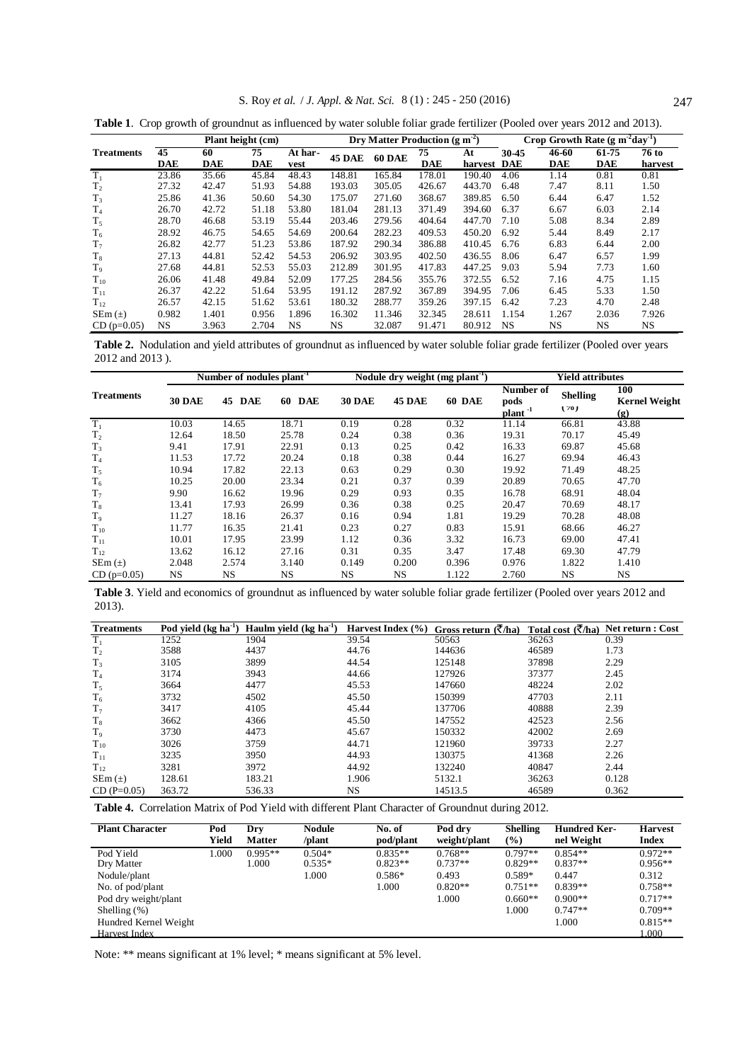**Table 1**. Crop growth of groundnut as influenced by water soluble foliar grade fertilizer (Pooled over years 2012 and 2013).

| Treatments | Plant height (cm) | | | | Dry Matter Production (g $m^{-2}$) | | | | Crop Growth Rate (g $m^{-2}day^{-1}$) | | | |
|---|---|---|---|---|---|---|---|---|---|---|---|---|
| | 45 DAE | 60 DAE | 75 DAE | At harvest | 45 DAE | 60 DAE | 75 DAE | At harvest | 30-45 DAE | 46-60 DAE | 61-75 DAE | 76 to harvest |
| $T_1$ | 23.86 | 35.66 | 45.84 | 48.43 | 148.81 | 165.84 | 178.01 | 190.40 | 4.06 | 1.14 | 0.81 | 0.81 |
| $T_2$ | 27.32 | 42.47 | 51.93 | 54.88 | 193.03 | 305.05 | 426.67 | 443.70 | 6.48 | 7.47 | 8.11 | 1.50 |
| $T_3$ | 25.86 | 41.36 | 50.60 | 54.30 | 175.07 | 271.60 | 368.67 | 389.85 | 6.50 | 6.44 | 6.47 | 1.52 |
| $T_4$ | 26.70 | 42.72 | 51.18 | 53.80 | 181.04 | 281.13 | 371.49 | 394.60 | 6.37 | 6.67 | 6.03 | 2.14 |
| $T_5$ | 28.70 | 46.68 | 53.19 | 55.44 | 203.46 | 279.56 | 404.64 | 447.70 | 7.10 | 5.08 | 8.34 | 2.89 |
| $T_6$ | 28.92 | 46.75 | 54.65 | 54.69 | 200.64 | 282.23 | 409.53 | 450.20 | 6.92 | 5.44 | 8.49 | 2.17 |
| $T_7$ | 26.82 | 42.77 | 51.23 | 53.86 | 187.92 | 290.34 | 386.88 | 410.45 | 6.76 | 6.83 | 6.44 | 2.00 |
| $T_8$ | 27.13 | 44.81 | 52.42 | 54.53 | 206.92 | 303.95 | 402.50 | 436.55 | 8.06 | 6.47 | 6.57 | 1.99 |
| $T_9$ | 27.68 | 44.81 | 52.53 | 55.03 | 212.89 | 301.95 | 417.83 | 447.25 | 9.03 | 5.94 | 7.73 | 1.60 |
| $T_{10}$ | 26.06 | 41.48 | 49.84 | 52.09 | 177.25 | 284.56 | 355.76 | 372.55 | 6.52 | 7.16 | 4.75 | 1.15 |
| $T_{11}$ | 26.37 | 42.22 | 51.64 | 53.95 | 191.12 | 287.92 | 367.89 | 394.95 | 7.06 | 6.45 | 5.33 | 1.50 |
| $T_{12}$ | 26.57 | 42.15 | 51.62 | 53.61 | 180.32 | 288.77 | 359.26 | 397.15 | 6.42 | 7.23 | 4.70 | 2.48 |
| SEm (±) | 0.982 | 1.401 | 0.956 | 1.896 | 16.302 | 11.346 | 32.345 | 28.611 | 1.154 | 1.267 | 2.036 | 7.926 |
| CD (p=0.05) | NS | 3.963 | 2.704 | NS | NS | 32.087 | 91.471 | 80.912 | NS | NS | NS | NS |

**Table 2.** Nodulation and yield attributes of groundnut as influenced by water soluble foliar grade fertilizer (Pooled over years 2012 and 2013 ).

| Treatments | Number of nodules $plant^{-1}$ | | | Nodule dry weight (mg $plant^{-1}$) | | | Yield attributes | | |
|---|---|---|---|---|---|---|---|---|---|
| | 30 DAE | 45 DAE | 60 DAE | 30 DAE | 45 DAE | 60 DAE | Number of pods $plant^{-1}$ | Shelling (%) | 100 Kernel Weight (g) |
| $T_1$ | 10.03 | 14.65 | 18.71 | 0.19 | 0.28 | 0.32 | 11.14 | 66.81 | 43.88 |
| $T_2$ | 12.64 | 18.50 | 25.78 | 0.24 | 0.38 | 0.36 | 19.31 | 70.17 | 45.49 |
| $T_3$ | 9.41 | 17.91 | 22.91 | 0.13 | 0.25 | 0.42 | 16.33 | 69.87 | 45.68 |
| $T_4$ | 11.53 | 17.72 | 20.24 | 0.18 | 0.38 | 0.44 | 16.27 | 69.94 | 46.43 |
| $T_5$ | 10.94 | 17.82 | 22.13 | 0.63 | 0.29 | 0.30 | 19.92 | 71.49 | 48.25 |
| $T_6$ | 10.25 | 20.00 | 23.34 | 0.21 | 0.37 | 0.39 | 20.89 | 70.65 | 47.70 |
| $T_7$ | 9.90 | 16.62 | 19.96 | 0.29 | 0.93 | 0.35 | 16.78 | 68.91 | 48.04 |
| $T_8$ | 13.41 | 17.93 | 26.99 | 0.36 | 0.38 | 0.25 | 20.47 | 70.69 | 48.17 |
| $T_9$ | 11.27 | 18.16 | 26.37 | 0.16 | 0.94 | 1.81 | 19.29 | 70.28 | 48.08 |
| $T_{10}$ | 11.77 | 16.35 | 21.41 | 0.23 | 0.27 | 0.83 | 15.91 | 68.66 | 46.27 |
| $T_{11}$ | 10.01 | 17.95 | 23.99 | 1.12 | 0.36 | 3.32 | 16.73 | 69.00 | 47.41 |
| $T_{12}$ | 13.62 | 16.12 | 27.16 | 0.31 | 0.35 | 3.47 | 17.48 | 69.30 | 47.79 |
| SEm (±) | 2.048 | 2.574 | 3.140 | 0.149 | 0.200 | 0.396 | 0.976 | 1.822 | 1.410 |
| CD (p=0.05) | NS | NS | NS | NS | NS | 1.122 | 2.760 | NS | NS |

**Table 3**. Yield and economics of groundnut as influenced by water soluble foliar grade fertilizer (Pooled over years 2012 and 2013).

| Treatments | Pod yield (kg $ha^{-1}$) | Haulm yield (kg $ha^{-1}$) | Harvest Index (%) | Gross return (₹/ha) | Total cost (₹/ha) | Net return : Cost |
|---|---|---|---|---|---|---|
| $T_1$ | 1252 | 1904 | 39.54 | 50563 | 36263 | 0.39 |
| $T_2$ | 3588 | 4437 | 44.76 | 144636 | 46589 | 1.73 |
| $T_3$ | 3105 | 3899 | 44.54 | 125148 | 37898 | 2.29 |
| $T_4$ | 3174 | 3943 | 44.66 | 127926 | 37377 | 2.45 |
| $T_5$ | 3664 | 4477 | 45.53 | 147660 | 48224 | 2.02 |
| $T_6$ | 3732 | 4502 | 45.50 | 150399 | 47703 | 2.11 |
| $T_7$ | 3417 | 4105 | 45.44 | 137706 | 40888 | 2.39 |
| $T_8$ | 3662 | 4366 | 45.50 | 147552 | 42523 | 2.56 |
| $T_9$ | 3730 | 4473 | 45.67 | 150332 | 42002 | 2.69 |
| $T_{10}$ | 3026 | 3759 | 44.71 | 121960 | 39733 | 2.27 |
| $T_{11}$ | 3235 | 3950 | 44.93 | 130375 | 41368 | 2.26 |
| $T_{12}$ | 3281 | 3972 | 44.92 | 132240 | 40847 | 2.44 |
| SEm (±) | 128.61 | 183.21 | 1.906 | 5132.1 | 36263 | 0.128 |
| CD (P=0.05) | 363.72 | 536.33 | NS | 14513.5 | 46589 | 0.362 |

**Table 4.** Correlation Matrix of Pod Yield with different Plant Character of Groundnut during 2012.

| Plant Character | Pod Yield | Dry Matter | Nodule /plant | No. of pod/plant | Pod dry weight/plant | Shelling (%) | Hundred Kernel Weight | Harvest Index |
|---|---|---|---|---|---|---|---|---|
| Pod Yield | 1.000 | 0.995** | 0.504* | 0.835** | 0.768** | 0.797** | 0.854** | 0.972** |
| Dry Matter | | 1.000 | 0.535* | 0.823** | 0.737** | 0.829** | 0.837** | 0.956** |
| Nodule/plant | | | 1.000 | 0.586* | 0.493 | 0.589* | 0.447 | 0.312 |
| No. of pod/plant | | | | 1.000 | 0.820** | 0.751** | 0.839** | 0.758** |
| Pod dry weight/plant | | | | | 1.000 | 0.660** | 0.900** | 0.717** |
| Shelling (%) | | | | | | 1.000 | 0.747** | 0.709** |
| Hundred Kernel Weight | | | | | | | 1.000 | 0.815** |
| Harvest Index | | | | | | | | 1.000 |

Note: ** means significant at 1% level; * means significant at 5% level.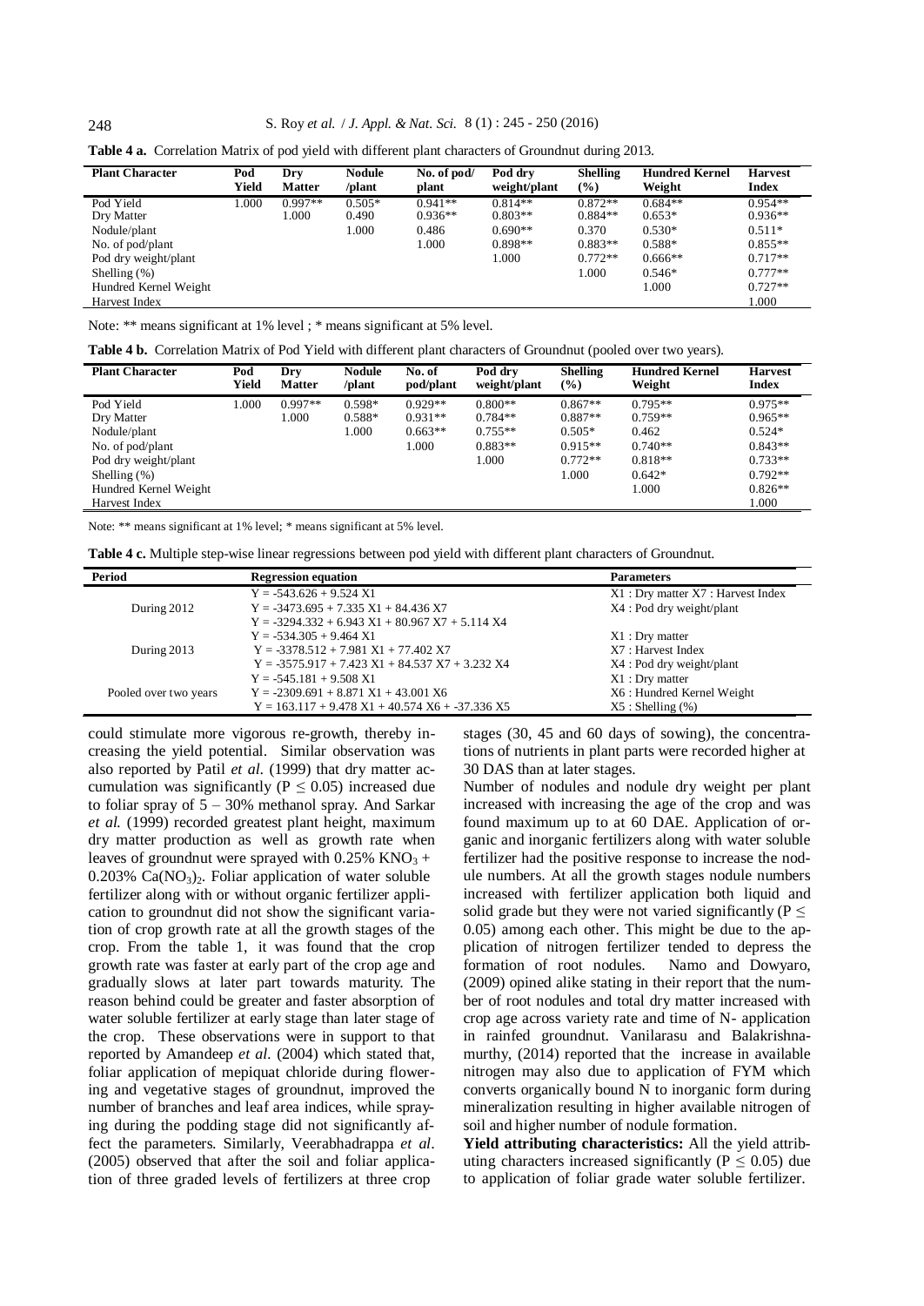**Table 4 a.** Correlation Matrix of pod yield with different plant characters of Groundnut during 2013.

| Plant Character | Pod Yield | Dry Matter | Nodule /plant | No. of pod/ plant | Pod dry weight/plant | Shelling (%) | Hundred Kernel Weight | Harvest Index |
|---|---|---|---|---|---|---|---|---|
| Pod Yield | 1.000 | 0.997** | 0.505* | 0.941** | 0.814** | 0.872** | 0.684** | 0.954** |
| Dry Matter | | 1.000 | 0.490 | 0.936** | 0.803** | 0.884** | 0.653* | 0.936** |
| Nodule/plant | | | 1.000 | 0.486 | 0.690** | 0.370 | 0.530* | 0.511* |
| No. of pod/plant | | | | 1.000 | 0.898** | 0.883** | 0.588* | 0.855** |
| Pod dry weight/plant | | | | | 1.000 | 0.772** | 0.666** | 0.717** |
| Shelling (%) | | | | | | 1.000 | 0.546* | 0.777** |
| Hundred Kernel Weight | | | | | | | 1.000 | 0.727** |
| Harvest Index | | | | | | | | 1.000 |

Note: ** means significant at 1% level ; * means significant at 5% level.

**Table 4 b.** Correlation Matrix of Pod Yield with different plant characters of Groundnut (pooled over two years).

| Plant Character | Pod Yield | Dry Matter | Nodule /plant | No. of pod/plant | Pod dry weight/plant | Shelling (%) | Hundred Kernel Weight | Harvest Index |
|---|---|---|---|---|---|---|---|---|
| Pod Yield | 1.000 | 0.997** | 0.598* | 0.929** | 0.800** | 0.867** | 0.795** | 0.975** |
| Dry Matter | | 1.000 | 0.588* | 0.931** | 0.784** | 0.887** | 0.759** | 0.965** |
| Nodule/plant | | | 1.000 | 0.663** | 0.755** | 0.505* | 0.462 | 0.524* |
| No. of pod/plant | | | | 1.000 | 0.883** | 0.915** | 0.740** | 0.843** |
| Pod dry weight/plant | | | | | 1.000 | 0.772** | 0.818** | 0.733** |
| Shelling (%) | | | | | | 1.000 | 0.642* | 0.792** |
| Hundred Kernel Weight | | | | | | | 1.000 | 0.826** |
| Harvest Index | | | | | | | | 1.000 |

Note: ** means significant at 1% level; * means significant at 5% level.

**Table 4 c.** Multiple step-wise linear regressions between pod yield with different plant characters of Groundnut.

| Period | Regression equation | Parameters |
|---|---|---|
| | Y = -543.626 + 9.524 X1 | X1 : Dry matter X7 : Harvest Index |
| During 2012 | Y = -3473.695 + 7.335 X1 + 84.436 X7 | X4 : Pod dry weight/plant |
| | Y = -3294.332 + 6.943 X1 + 80.967 X7 + 5.114 X4 | |
| | Y = -534.305 + 9.464 X1 | X1 : Dry matter |
| During 2013 | Y = -3378.512 + 7.981 X1 + 77.402 X7 | X7 : Harvest Index |
| | Y = -3575.917 + 7.423 X1 + 84.537 X7 + 3.232 X4 | X4 : Pod dry weight/plant |
| | Y = -545.181 + 9.508 X1 | X1 : Dry matter |
| Pooled over two years | Y = -2309.691 + 8.871 X1 + 43.001 X6 | X6 : Hundred Kernel Weight |
| | Y = 163.117 + 9.478 X1 + 40.574 X6 + -37.336 X5 | X5 : Shelling (%) |

could stimulate more vigorous re-growth, thereby increasing the yield potential. Similar observation was also reported by Patil *et al.* (1999) that dry matter accumulation was significantly ($P \leq 0.05$) increased due to foliar spray of 5 – 30% methanol spray. And Sarkar *et al.* (1999) recorded greatest plant height, maximum dry matter production as well as growth rate when leaves of groundnut were sprayed with 0.25% $KNO_3$ + 0.203% $Ca(NO_3)_2$. Foliar application of water soluble fertilizer along with or without organic fertilizer application to groundnut did not show the significant variation of crop growth rate at all the growth stages of the crop. From the table 1, it was found that the crop growth rate was faster at early part of the crop age and gradually slows at later part towards maturity. The reason behind could be greater and faster absorption of water soluble fertilizer at early stage than later stage of the crop. These observations were in support to that reported by Amandeep *et al.* (2004) which stated that, foliar application of mepiquat chloride during flowering and vegetative stages of groundnut, improved the number of branches and leaf area indices, while spraying during the podding stage did not significantly affect the parameters. Similarly, Veerabhadrappa *et al*. (2005) observed that after the soil and foliar application of three graded levels of fertilizers at three crop stages (30, 45 and 60 days of sowing), the concentrations of nutrients in plant parts were recorded higher at 30 DAS than at later stages.

Number of nodules and nodule dry weight per plant increased with increasing the age of the crop and was found maximum up to at 60 DAE. Application of organic and inorganic fertilizers along with water soluble fertilizer had the positive response to increase the nodule numbers. At all the growth stages nodule numbers increased with fertilizer application both liquid and solid grade but they were not varied significantly ($P \leq 0.05$) among each other. This might be due to the application of nitrogen fertilizer tended to depress the formation of root nodules. Namo and Dowyaro, (2009) opined alike stating in their report that the number of root nodules and total dry matter increased with crop age across variety rate and time of N- application in rainfed groundnut. Vanilarasu and Balakrishnamurthy, (2014) reported that the increase in available nitrogen may also due to application of FYM which converts organically bound N to inorganic form during mineralization resulting in higher available nitrogen of soil and higher number of nodule formation.

**Yield attributing characteristics:** All the yield attributing characters increased significantly ($P \leq 0.05$) due to application of foliar grade water soluble fertilizer.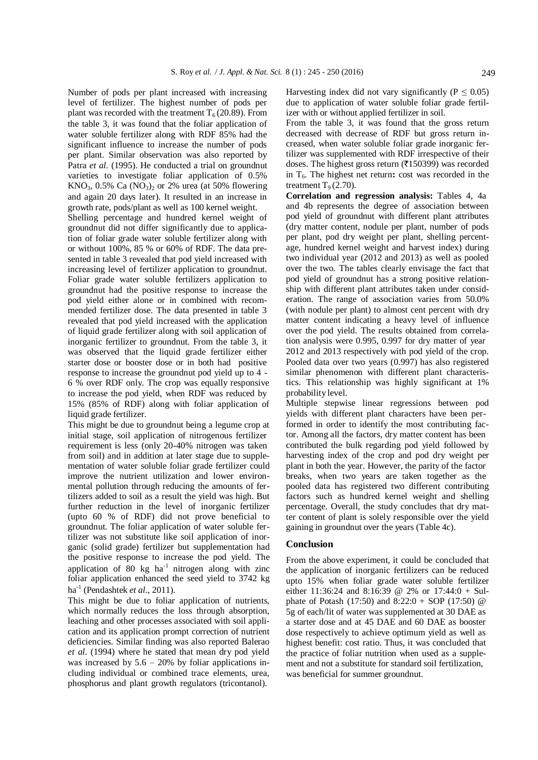Number of pods per plant increased with increasing level of fertilizer. The highest number of pods per plant was recorded with the treatment $T_6$ (20.89). From the table 3, it was found that the foliar application of water soluble fertilizer along with RDF 85% had the significant influence to increase the number of pods per plant. Similar observation was also reported by Patra *et al.* (1995). He conducted a trial on groundnut varieties to investigate foliar application of 0.5% $KNO_3$, 0.5% Ca $(NO_3)_2$ or 2% urea (at 50% flowering and again 20 days later). It resulted in an increase in growth rate, pods/plant as well as 100 kernel weight.

Shelling percentage and hundred kernel weight of groundnut did not differ significantly due to application of foliar grade water soluble fertilizer along with or without 100%, 85 % or 60% of RDF. The data presented in table 3 revealed that pod yield increased with increasing level of fertilizer application to groundnut. Foliar grade water soluble fertilizers application to groundnut had the positive response to increase the pod yield either alone or in combined with recommended fertilizer dose. The data presented in table 3 revealed that pod yield increased with the application of liquid grade fertilizer along with soil application of inorganic fertilizer to groundnut. From the table 3, it was observed that the liquid grade fertilizer either starter dose or booster dose or in both had positive response to increase the groundnut pod yield up to 4 - 6 % over RDF only. The crop was equally responsive to increase the pod yield, when RDF was reduced by 15% (85% of RDF) along with foliar application of liquid grade fertilizer.

This might be due to groundnut being a legume crop at initial stage, soil application of nitrogenous fertilizer requirement is less (only 20-40% nitrogen was taken from soil) and in addition at later stage due to supplementation of water soluble foliar grade fertilizer could improve the nutrient utilization and lower environmental pollution through reducing the amounts of fertilizers added to soil as a result the yield was high. But further reduction in the level of inorganic fertilizer (upto 60 % of RDF) did not prove beneficial to groundnut. The foliar application of water soluble fertilizer was not substitute like soil application of inorganic (solid grade) fertilizer but supplementation had the positive response to increase the pod yield. The application of 80 kg $ha^{-1}$ nitrogen along with zinc foliar application enhanced the seed yield to 3742 kg $ha^{-1}$ (Pendashtek *et al.*, 2011).

This might be due to foliar application of nutrients, which normally reduces the loss through absorption, leaching and other processes associated with soil application and its application prompt correction of nutrient deficiencies. Similar finding was also reported Balerao *et al.* (1994) where he stated that mean dry pod yield was increased by 5.6 – 20% by foliar applications including individual or combined trace elements, urea, phosphorus and plant growth regulators (tricontanol).

Harvesting index did not vary significantly ($P \leq 0.05$) due to application of water soluble foliar grade fertilizer with or without applied fertilizer in soil.

From the table 3, it was found that the gross return decreased with decrease of RDF but gross return increased, when water soluble foliar grade inorganic fertilizer was supplemented with RDF irrespective of their doses. The highest gross return (₹150399) was recorded in $T_6$. The highest net return**:** cost was recorded in the treatment $T_9$ (2.70).

**Correlation and regression analysis:** Tables 4, 4a and 4b represents the degree of association between pod yield of groundnut with different plant attributes (dry matter content, nodule per plant, number of pods per plant, pod dry weight per plant, shelling percentage, hundred kernel weight and harvest index) during two individual year (2012 and 2013) as well as pooled over the two. The tables clearly envisage the fact that pod yield of groundnut has a strong positive relationship with different plant attributes taken under consideration. The range of association varies from 50.0% (with nodule per plant) to almost cent percent with dry matter content indicating a heavy level of influence over the pod yield. The results obtained from correlation analysis were 0.995, 0.997 for dry matter of year 2012 and 2013 respectively with pod yield of the crop. Pooled data over two years (0.997) has also registered similar phenomenon with different plant characteristics. This relationship was highly significant at 1% probability level.

Multiple stepwise linear regressions between pod yields with different plant characters have been performed in order to identify the most contributing factor. Among all the factors, dry matter content has been contributed the bulk regarding pod yield followed by harvesting index of the crop and pod dry weight per plant in both the year. However, the parity of the factor breaks, when two years are taken together as the pooled data has registered two different contributing factors such as hundred kernel weight and shelling percentage. Overall, the study concludes that dry matter content of plant is solely responsible over the yield gaining in groundnut over the years (Table 4c).

## Conclusion

From the above experiment, it could be concluded that the application of inorganic fertilizers can be reduced upto 15% when foliar grade water soluble fertilizer either 11:36:24 and 8:16:39 @ 2% or 17:44:0 + Sulphate of Potash (17:50) and 8:22:0 + SOP (17:50) @ 5g of each/lit of water was supplemented at 30 DAE as a starter dose and at 45 DAE and 60 DAE as booster dose respectively to achieve optimum yield as well as highest benefit: cost ratio. Thus, it was concluded that the practice of foliar nutrition when used as a supplement and not a substitute for standard soil fertilization, was beneficial for summer groundnut.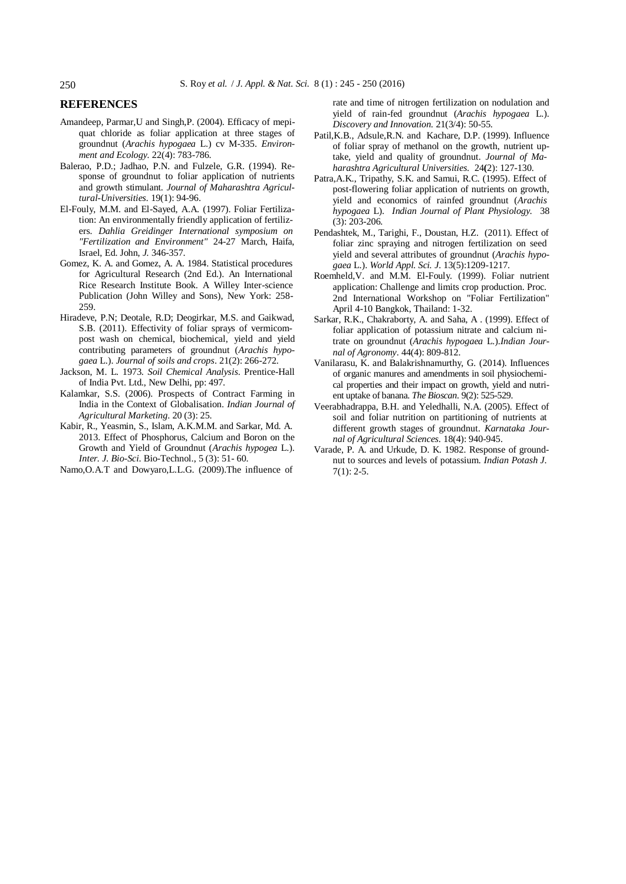## REFERENCES

Amandeep, Parmar,U and Singh,P. (2004). Efficacy of mepiquat chloride as foliar application at three stages of groundnut (*Arachis hypogaea* L.) cv M-335. *Environment and Ecology*. 22(4): 783-786.

Balerao, P.D.; Jadhao, P.N. and Fulzele, G.R. (1994). Response of groundnut to foliar application of nutrients and growth stimulant. *Journal of Maharashtra Agricultural-Universities*. 19(1): 94-96.

El-Fouly, M.M. and El-Sayed, A.A. (1997). Foliar Fertilization: An environmentally friendly application of fertilizers. *Dahlia Greidinger International symposium on "Fertilization and Environment"* 24-27 March, Haifa, Israel, Ed. John, *J.* 346-357.

Gomez, K. A. and Gomez, A. A. 1984. Statistical procedures for Agricultural Research (2nd Ed.). An International Rice Research Institute Book. A Willey Inter-science Publication (John Willey and Sons), New York: 258-259.

Hiradeve, P.N; Deotale, R.D; Deogirkar, M.S. and Gaikwad, S.B. (2011). Effectivity of foliar sprays of vermicompost wash on chemical, biochemical, yield and yield contributing parameters of groundnut (*Arachis hypogaea* L.). *Journal of soils and crops*. 21(2): 266-272.

Jackson, M. L. 1973. *Soil Chemical Analysis*. Prentice-Hall of India Pvt. Ltd., New Delhi, pp: 497.

Kalamkar, S.S. (2006). Prospects of Contract Farming in India in the Context of Globalisation. *Indian Journal of Agricultural Marketing*. 20 (3): 25.

Kabir, R., Yeasmin, S., Islam, A.K.M.M. and Sarkar, Md. A. 2013. Effect of Phosphorus, Calcium and Boron on the Growth and Yield of Groundnut (*Arachis hypogea* L.). *Inter. J. Bio-Sci*. Bio-Technol., 5 (3): 51- 60.

Namo,O.A.T and Dowyaro,L.L.G. (2009).The influence of rate and time of nitrogen fertilization on nodulation and yield of rain-fed groundnut (*Arachis hypogaea* L.). *Discovery and Innovation*. 21(3/4): 50-55.

Patil,K.B., Adsule,R.N. and Kachare, D.P. (1999). Influence of foliar spray of methanol on the growth, nutrient uptake, yield and quality of groundnut. *Journal of Maharashtra Agricultural Universities*. 24(2): 127-130.

Patra,A.K., Tripathy, S.K. and Samui, R.C. (1995). Effect of post-flowering foliar application of nutrients on growth, yield and economics of rainfed groundnut (*Arachis hypogaea* L). *Indian Journal of Plant Physiology*. 38 (3): 203-206.

Pendashtek, M., Tarighi, F., Doustan, H.Z. (2011). Effect of foliar zinc spraying and nitrogen fertilization on seed yield and several attributes of groundnut (*Arachis hypogaea* L.). *World Appl. Sci. J*. 13(5):1209-1217.

Roemheld,V. and M.M. El-Fouly. (1999). Foliar nutrient application: Challenge and limits crop production. Proc. 2nd International Workshop on "Foliar Fertilization" April 4-10 Bangkok, Thailand: 1-32.

Sarkar, R.K., Chakraborty, A. and Saha, A . (1999). Effect of foliar application of potassium nitrate and calcium nitrate on groundnut (*Arachis hypogaea* L.).*Indian Journal of Agronomy*. 44(4): 809-812.

Vanilarasu, K. and Balakrishnamurthy, G. (2014). Influences of organic manures and amendments in soil physiochemical properties and their impact on growth, yield and nutrient uptake of banana. *The Bioscan*. 9(2): 525-529.

Veerabhadrappa, B.H. and Yeledhalli, N.A. (2005). Effect of soil and foliar nutrition on partitioning of nutrients at different growth stages of groundnut. *Karnataka Journal of Agricultural Sciences*. 18(4): 940-945.

Varade, P. A. and Urkude, D. K. 1982. Response of groundnut to sources and levels of potassium. *Indian Potash J*. 7(1): 2-5.